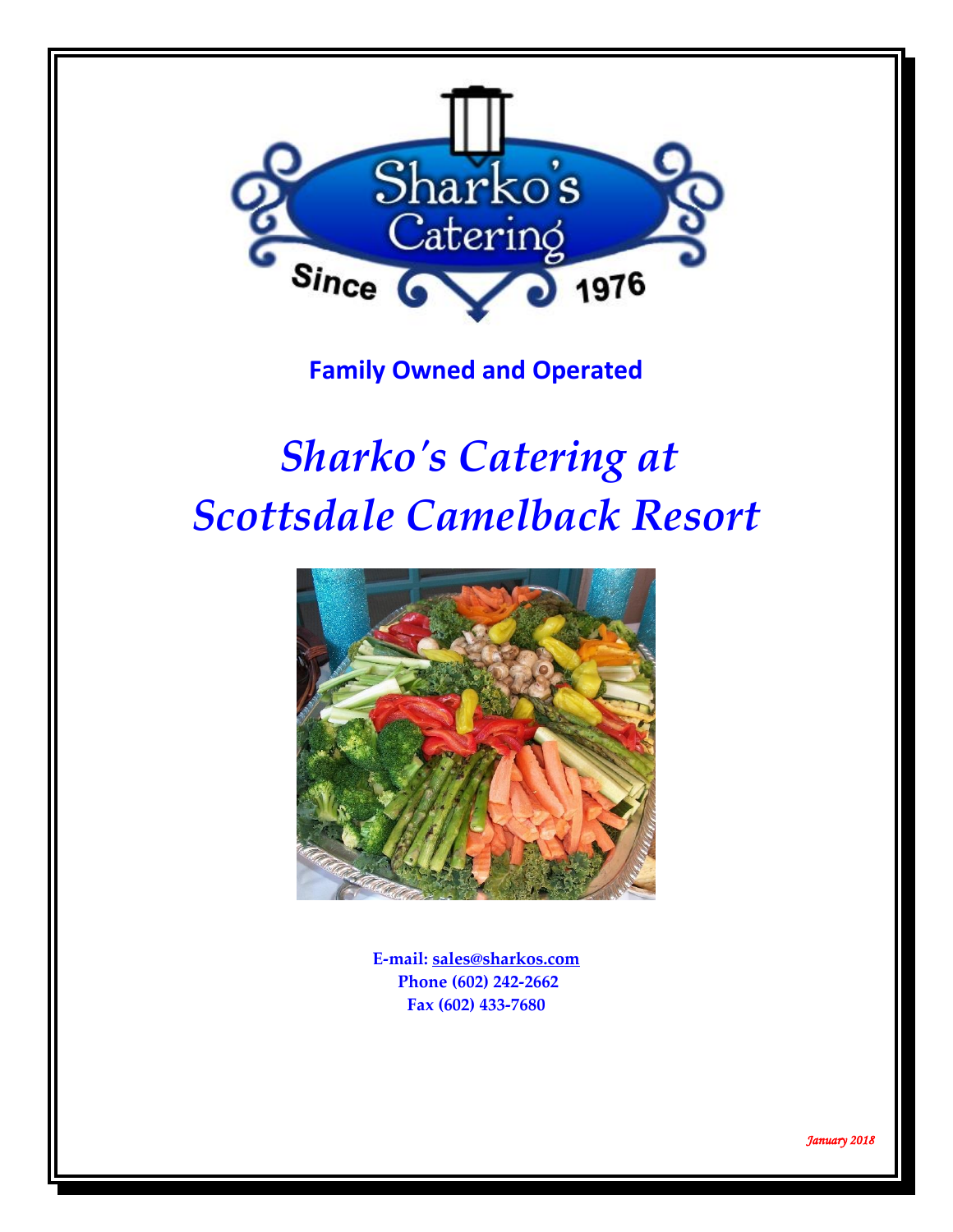Sharko's Catering

Since 1976

**Family Owned and Operated**

# *Sharko's Catering at Scottsdale Camelback Resort*

**E-mail: sales@sharkos.com**
**Phone (602) 242-2662**
**Fax (602) 433-7680**

*January 2018*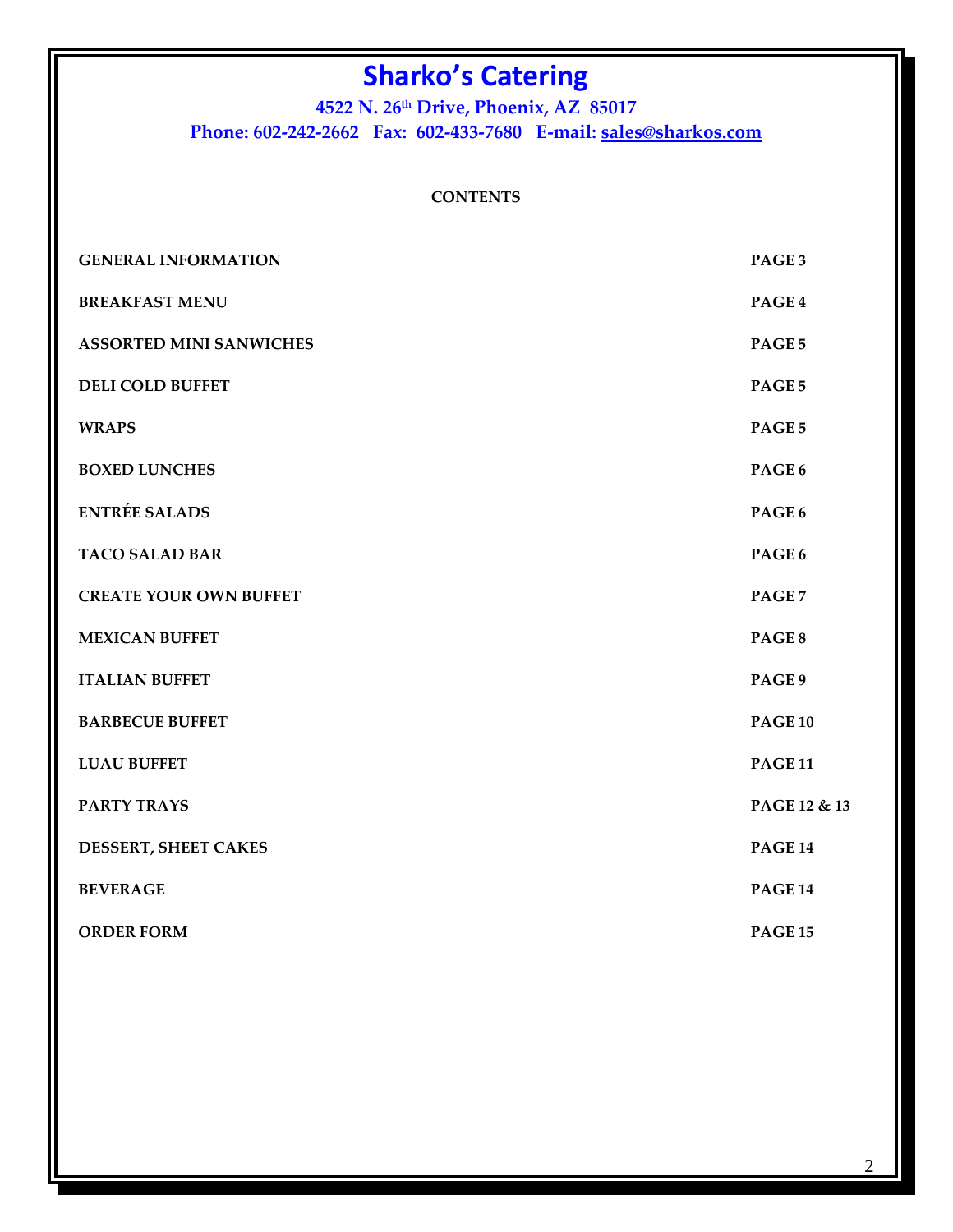# Sharko's Catering

**4522 N. 26th Drive, Phoenix, AZ 85017**
**Phone: 602-242-2662 Fax: 602-433-7680 E-mail: sales@sharkos.com**

**CONTENTS**

| | |
|---|---|
| **GENERAL INFORMATION** | **PAGE 3** |
| **BREAKFAST MENU** | **PAGE 4** |
| **ASSORTED MINI SANWICHES** | **PAGE 5** |
| **DELI COLD BUFFET** | **PAGE 5** |
| **WRAPS** | **PAGE 5** |
| **BOXED LUNCHES** | **PAGE 6** |
| **ENTRÉE SALADS** | **PAGE 6** |
| **TACO SALAD BAR** | **PAGE 6** |
| **CREATE YOUR OWN BUFFET** | **PAGE 7** |
| **MEXICAN BUFFET** | **PAGE 8** |
| **ITALIAN BUFFET** | **PAGE 9** |
| **BARBECUE BUFFET** | **PAGE 10** |
| **LUAU BUFFET** | **PAGE 11** |
| **PARTY TRAYS** | **PAGE 12 & 13** |
| **DESSERT, SHEET CAKES** | **PAGE 14** |
| **BEVERAGE** | **PAGE 14** |
| **ORDER FORM** | **PAGE 15** |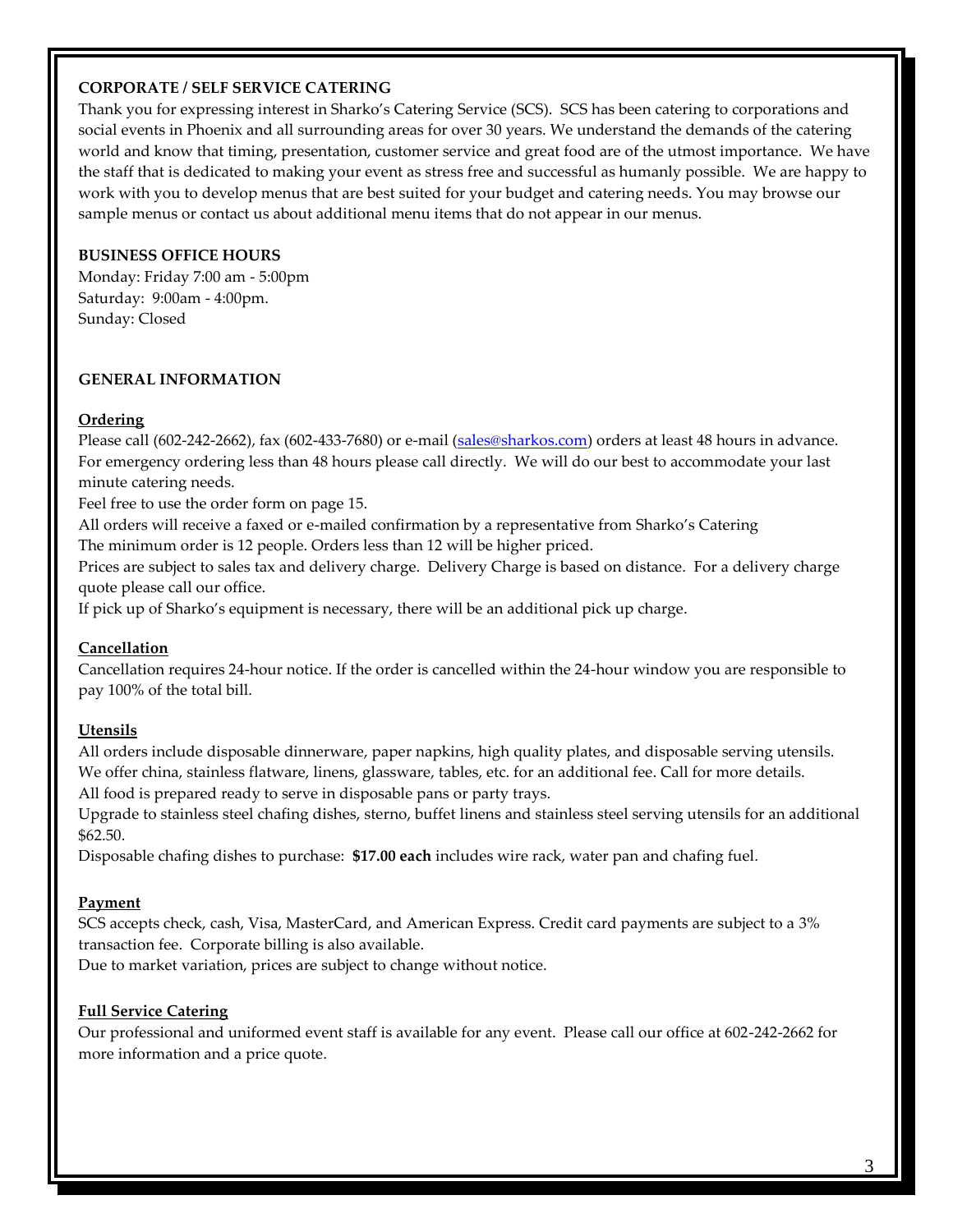## CORPORATE / SELF SERVICE CATERING

Thank you for expressing interest in Sharko's Catering Service (SCS). SCS has been catering to corporations and social events in Phoenix and all surrounding areas for over 30 years. We understand the demands of the catering world and know that timing, presentation, customer service and great food are of the utmost importance. We have the staff that is dedicated to making your event as stress free and successful as humanly possible. We are happy to work with you to develop menus that are best suited for your budget and catering needs. You may browse our sample menus or contact us about additional menu items that do not appear in our menus.

## BUSINESS OFFICE HOURS

Monday: Friday 7:00 am - 5:00pm
Saturday: 9:00am - 4:00pm.
Sunday: Closed

## GENERAL INFORMATION

### Ordering

Please call (602-242-2662), fax (602-433-7680) or e-mail (sales@sharkos.com) orders at least 48 hours in advance. For emergency ordering less than 48 hours please call directly. We will do our best to accommodate your last minute catering needs.

Feel free to use the order form on page 15.

All orders will receive a faxed or e-mailed confirmation by a representative from Sharko's Catering

The minimum order is 12 people. Orders less than 12 will be higher priced.

Prices are subject to sales tax and delivery charge. Delivery Charge is based on distance. For a delivery charge quote please call our office.

If pick up of Sharko's equipment is necessary, there will be an additional pick up charge.

### Cancellation

Cancellation requires 24-hour notice. If the order is cancelled within the 24-hour window you are responsible to pay 100% of the total bill.

### Utensils

All orders include disposable dinnerware, paper napkins, high quality plates, and disposable serving utensils. We offer china, stainless flatware, linens, glassware, tables, etc. for an additional fee. Call for more details.

All food is prepared ready to serve in disposable pans or party trays.

Upgrade to stainless steel chafing dishes, sterno, buffet linens and stainless steel serving utensils for an additional $62.50.

Disposable chafing dishes to purchase: **$17.00 each** includes wire rack, water pan and chafing fuel.

### Payment

SCS accepts check, cash, Visa, MasterCard, and American Express. Credit card payments are subject to a 3% transaction fee. Corporate billing is also available.

Due to market variation, prices are subject to change without notice.

### Full Service Catering

Our professional and uniformed event staff is available for any event. Please call our office at 602-242-2662 for more information and a price quote.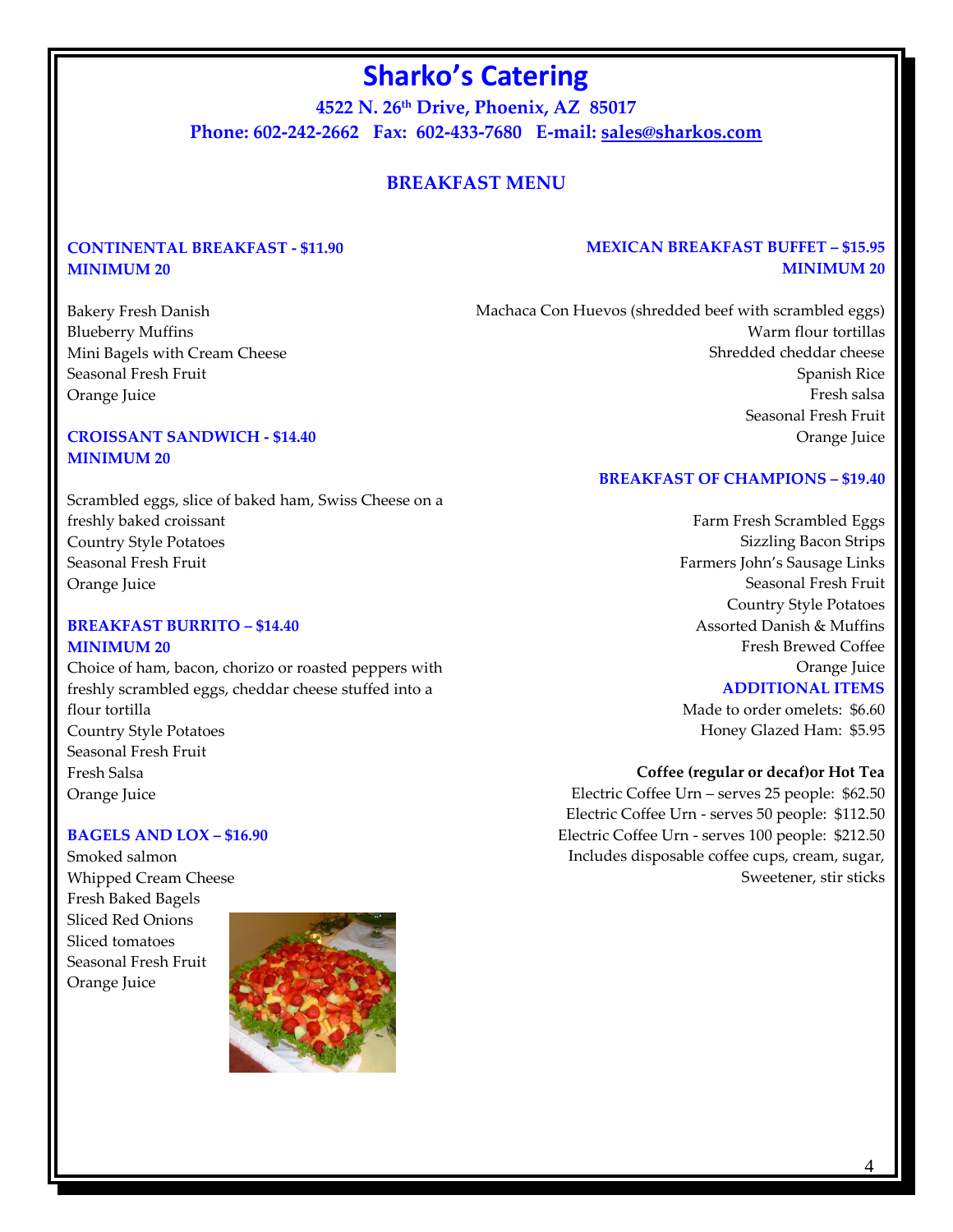# Sharko's Catering

**4522 N. 26th Drive, Phoenix, AZ 85017**
**Phone: 602-242-2662 Fax: 602-433-7680 E-mail: sales@sharkos.com**

## BREAKFAST MENU

### CONTINENTAL BREAKFAST - $11.90
### MINIMUM 20

Bakery Fresh Danish
Blueberry Muffins
Mini Bagels with Cream Cheese
Seasonal Fresh Fruit
Orange Juice

### CROISSANT SANDWICH - $14.40
### MINIMUM 20

Scrambled eggs, slice of baked ham, Swiss Cheese on a freshly baked croissant
Country Style Potatoes
Seasonal Fresh Fruit
Orange Juice

### BREAKFAST BURRITO – $14.40
### MINIMUM 20

Choice of ham, bacon, chorizo or roasted peppers with freshly scrambled eggs, cheddar cheese stuffed into a flour tortilla
Country Style Potatoes
Seasonal Fresh Fruit
Fresh Salsa
Orange Juice

### BAGELS AND LOX – $16.90

Smoked salmon
Whipped Cream Cheese
Fresh Baked Bagels
Sliced Red Onions
Sliced tomatoes
Seasonal Fresh Fruit
Orange Juice

### MEXICAN BREAKFAST BUFFET – $15.95
### MINIMUM 20

Machaca Con Huevos (shredded beef with scrambled eggs)
Warm flour tortillas
Shredded cheddar cheese
Spanish Rice
Fresh salsa
Seasonal Fresh Fruit
Orange Juice

### BREAKFAST OF CHAMPIONS – $19.40

Farm Fresh Scrambled Eggs
Sizzling Bacon Strips
Farmers John's Sausage Links
Seasonal Fresh Fruit
Country Style Potatoes
Assorted Danish & Muffins
Fresh Brewed Coffee
Orange Juice

### ADDITIONAL ITEMS

Made to order omelets: $6.60
Honey Glazed Ham: $5.95

**Coffee (regular or decaf)or Hot Tea**

Electric Coffee Urn – serves 25 people: $62.50
Electric Coffee Urn - serves 50 people: $112.50
Electric Coffee Urn - serves 100 people: $212.50
Includes disposable coffee cups, cream, sugar, Sweetener, stir sticks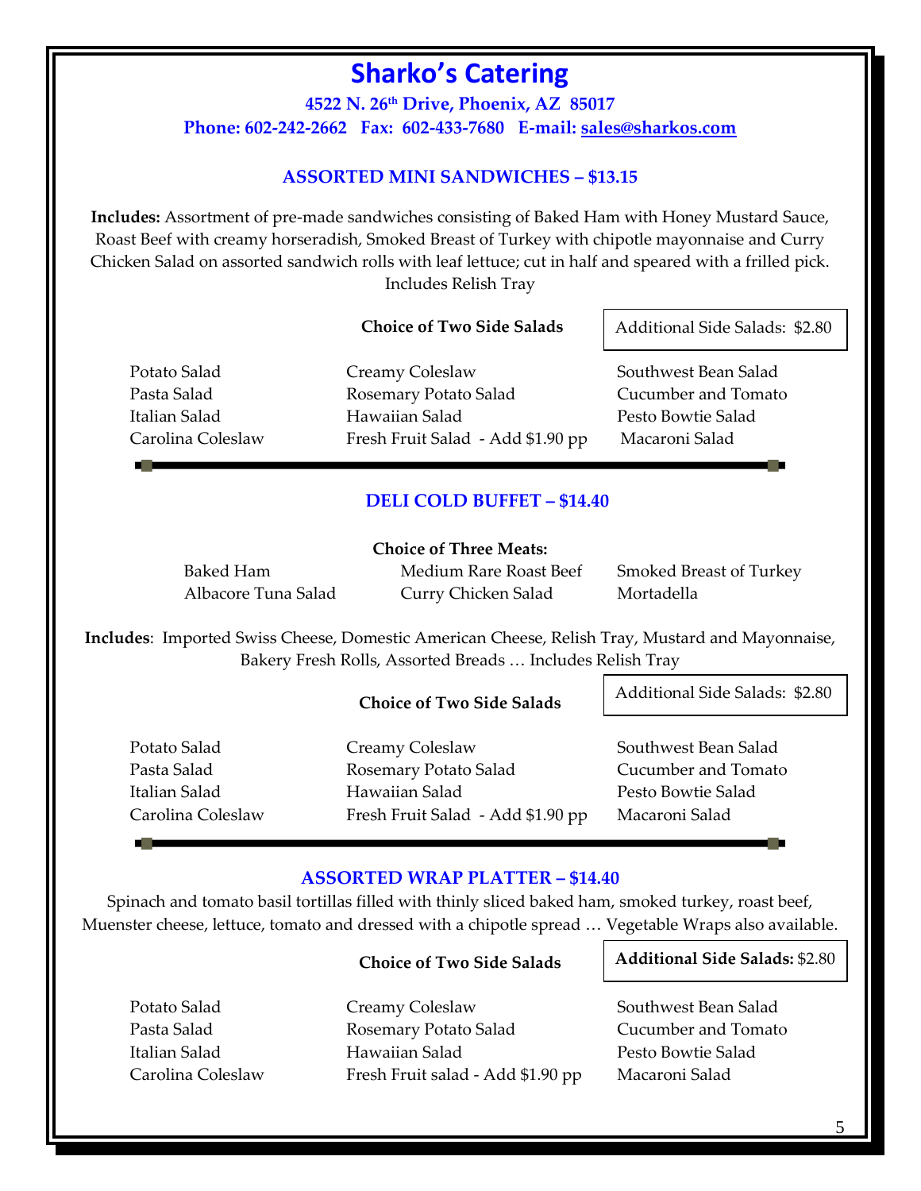# Sharko's Catering

**4522 N. 26th Drive, Phoenix, AZ 85017**

**Phone: 602-242-2662 Fax: 602-433-7680 E-mail: sales@sharkos.com**

## ASSORTED MINI SANDWICHES – $13.15

**Includes:** Assortment of pre-made sandwiches consisting of Baked Ham with Honey Mustard Sauce, Roast Beef with creamy horseradish, Smoked Breast of Turkey with chipotle mayonnaise and Curry Chicken Salad on assorted sandwich rolls with leaf lettuce; cut in half and speared with a frilled pick. Includes Relish Tray

**Choice of Two Side Salads**

Additional Side Salads: $2.80

| | | |
|---|---|---|
| Potato Salad | Creamy Coleslaw | Southwest Bean Salad |
| Pasta Salad | Rosemary Potato Salad | Cucumber and Tomato |
| Italian Salad | Hawaiian Salad | Pesto Bowtie Salad |
| Carolina Coleslaw | Fresh Fruit Salad - Add $1.90 pp | Macaroni Salad |

## DELI COLD BUFFET – $14.40

**Choice of Three Meats:**

| | | |
|---|---|---|
| Baked Ham | Medium Rare Roast Beef | Smoked Breast of Turkey |
| Albacore Tuna Salad | Curry Chicken Salad | Mortadella |

**Includes**: Imported Swiss Cheese, Domestic American Cheese, Relish Tray, Mustard and Mayonnaise, Bakery Fresh Rolls, Assorted Breads … Includes Relish Tray

**Choice of Two Side Salads**

Additional Side Salads: $2.80

| | | |
|---|---|---|
| Potato Salad | Creamy Coleslaw | Southwest Bean Salad |
| Pasta Salad | Rosemary Potato Salad | Cucumber and Tomato |
| Italian Salad | Hawaiian Salad | Pesto Bowtie Salad |
| Carolina Coleslaw | Fresh Fruit Salad - Add $1.90 pp | Macaroni Salad |

## ASSORTED WRAP PLATTER – $14.40

Spinach and tomato basil tortillas filled with thinly sliced baked ham, smoked turkey, roast beef, Muenster cheese, lettuce, tomato and dressed with a chipotle spread … Vegetable Wraps also available.

**Choice of Two Side Salads**

**Additional Side Salads:** $2.80

| | | |
|---|---|---|
| Potato Salad | Creamy Coleslaw | Southwest Bean Salad |
| Pasta Salad | Rosemary Potato Salad | Cucumber and Tomato |
| Italian Salad | Hawaiian Salad | Pesto Bowtie Salad |
| Carolina Coleslaw | Fresh Fruit salad - Add $1.90 pp | Macaroni Salad |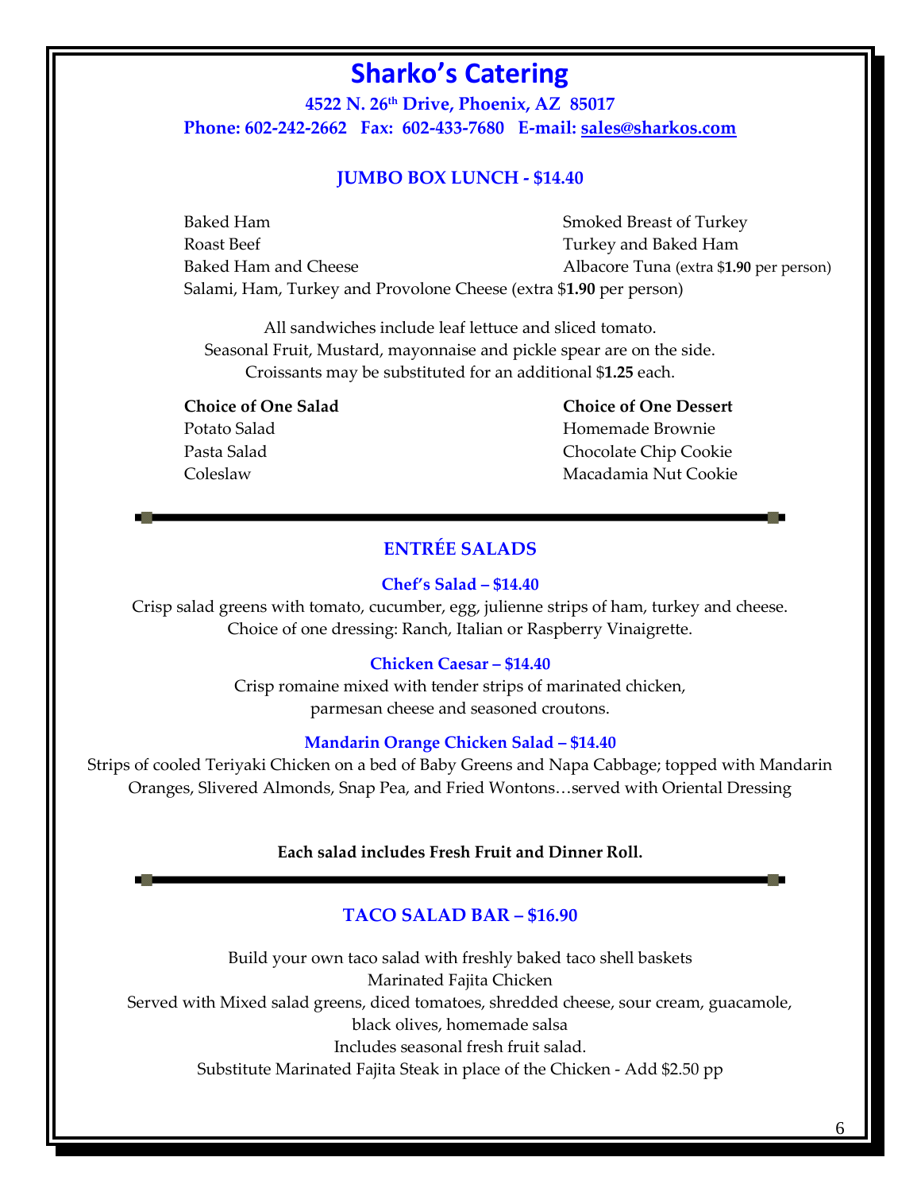# Sharko's Catering

**4522 N. 26th Drive, Phoenix, AZ 85017**
**Phone: 602-242-2662 Fax: 602-433-7680 E-mail: sales@sharkos.com**

## JUMBO BOX LUNCH - $14.40

- Baked Ham
- Roast Beef
- Baked Ham and Cheese
- Smoked Breast of Turkey
- Turkey and Baked Ham
- Albacore Tuna (extra $**1.90** per person)
- Salami, Ham, Turkey and Provolone Cheese (extra $**1.90** per person)

All sandwiches include leaf lettuce and sliced tomato.
Seasonal Fruit, Mustard, mayonnaise and pickle spear are on the side.
Croissants may be substituted for an additional $**1.25** each.

**Choice of One Salad**
- Potato Salad
- Pasta Salad
- Coleslaw

**Choice of One Dessert**
- Homemade Brownie
- Chocolate Chip Cookie
- Macadamia Nut Cookie

---

## ENTRÉE SALADS

### Chef's Salad – $14.40

Crisp salad greens with tomato, cucumber, egg, julienne strips of ham, turkey and cheese.
Choice of one dressing: Ranch, Italian or Raspberry Vinaigrette.

### Chicken Caesar – $14.40

Crisp romaine mixed with tender strips of marinated chicken,
parmesan cheese and seasoned croutons.

### Mandarin Orange Chicken Salad – $14.40

Strips of cooled Teriyaki Chicken on a bed of Baby Greens and Napa Cabbage; topped with Mandarin Oranges, Slivered Almonds, Snap Pea, and Fried Wontons…served with Oriental Dressing

**Each salad includes Fresh Fruit and Dinner Roll.**

---

## TACO SALAD BAR – $16.90

Build your own taco salad with freshly baked taco shell baskets
Marinated Fajita Chicken
Served with Mixed salad greens, diced tomatoes, shredded cheese, sour cream, guacamole, black olives, homemade salsa
Includes seasonal fresh fruit salad.
Substitute Marinated Fajita Steak in place of the Chicken - Add $2.50 pp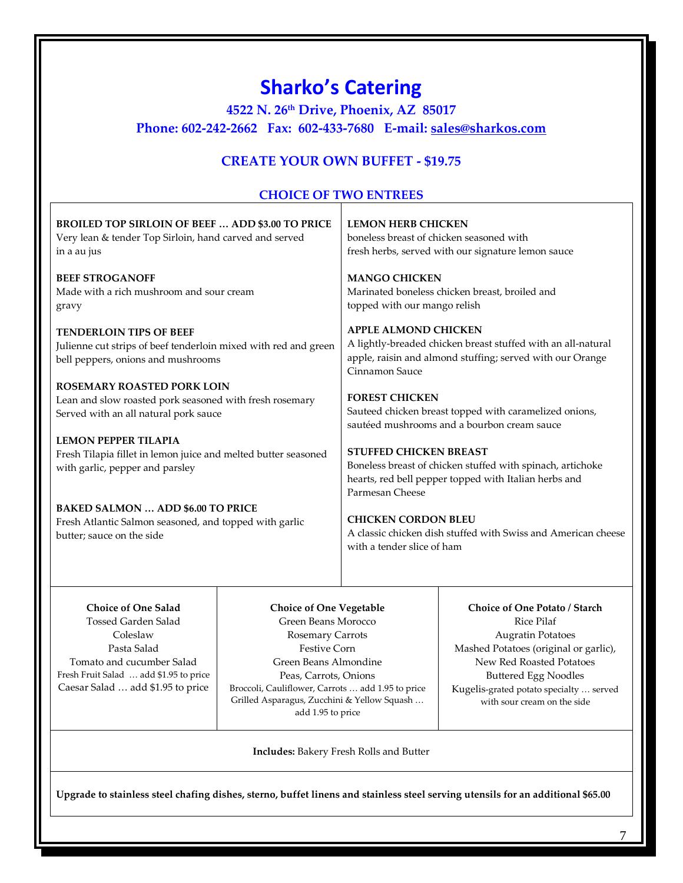# Sharko's Catering

**4522 N. 26th Drive, Phoenix, AZ 85017**

**Phone: 602-242-2662 Fax: 602-433-7680 E-mail: sales@sharkos.com**

## CREATE YOUR OWN BUFFET - $19.75

### CHOICE OF TWO ENTREES

**BROILED TOP SIRLOIN OF BEEF … ADD $3.00 TO PRICE**
Very lean & tender Top Sirloin, hand carved and served in a au jus

**BEEF STROGANOFF**
Made with a rich mushroom and sour cream gravy

**TENDERLOIN TIPS OF BEEF**
Julienne cut strips of beef tenderloin mixed with red and green bell peppers, onions and mushrooms

**ROSEMARY ROASTED PORK LOIN**
Lean and slow roasted pork seasoned with fresh rosemary Served with an all natural pork sauce

**LEMON PEPPER TILAPIA**
Fresh Tilapia fillet in lemon juice and melted butter seasoned with garlic, pepper and parsley

**BAKED SALMON … ADD $6.00 TO PRICE**
Fresh Atlantic Salmon seasoned, and topped with garlic butter; sauce on the side

**LEMON HERB CHICKEN**
boneless breast of chicken seasoned with fresh herbs, served with our signature lemon sauce

**MANGO CHICKEN**
Marinated boneless chicken breast, broiled and topped with our mango relish

**APPLE ALMOND CHICKEN**
A lightly-breaded chicken breast stuffed with an all-natural apple, raisin and almond stuffing; served with our Orange Cinnamon Sauce

**FOREST CHICKEN**
Sauteed chicken breast topped with caramelized onions, sautéed mushrooms and a bourbon cream sauce

**STUFFED CHICKEN BREAST**
Boneless breast of chicken stuffed with spinach, artichoke hearts, red bell pepper topped with Italian herbs and Parmesan Cheese

**CHICKEN CORDON BLEU**
A classic chicken dish stuffed with Swiss and American cheese with a tender slice of ham

**Choice of One Salad**
- Tossed Garden Salad
- Coleslaw
- Pasta Salad
- Tomato and cucumber Salad
- Fresh Fruit Salad … add $1.95 to price
- Caesar Salad … add $1.95 to price

**Choice of One Vegetable**
- Green Beans Morocco
- Rosemary Carrots
- Festive Corn
- Green Beans Almondine
- Peas, Carrots, Onions
- Broccoli, Cauliflower, Carrots … add 1.95 to price
- Grilled Asparagus, Zucchini & Yellow Squash … add 1.95 to price

**Choice of One Potato / Starch**
- Rice Pilaf
- Augratin Potatoes
- Mashed Potatoes (original or garlic),
- New Red Roasted Potatoes
- Buttered Egg Noodles
- Kugelis-grated potato specialty … served with sour cream on the side

**Includes:** Bakery Fresh Rolls and Butter

**Upgrade to stainless steel chafing dishes, sterno, buffet linens and stainless steel serving utensils for an additional $65.00**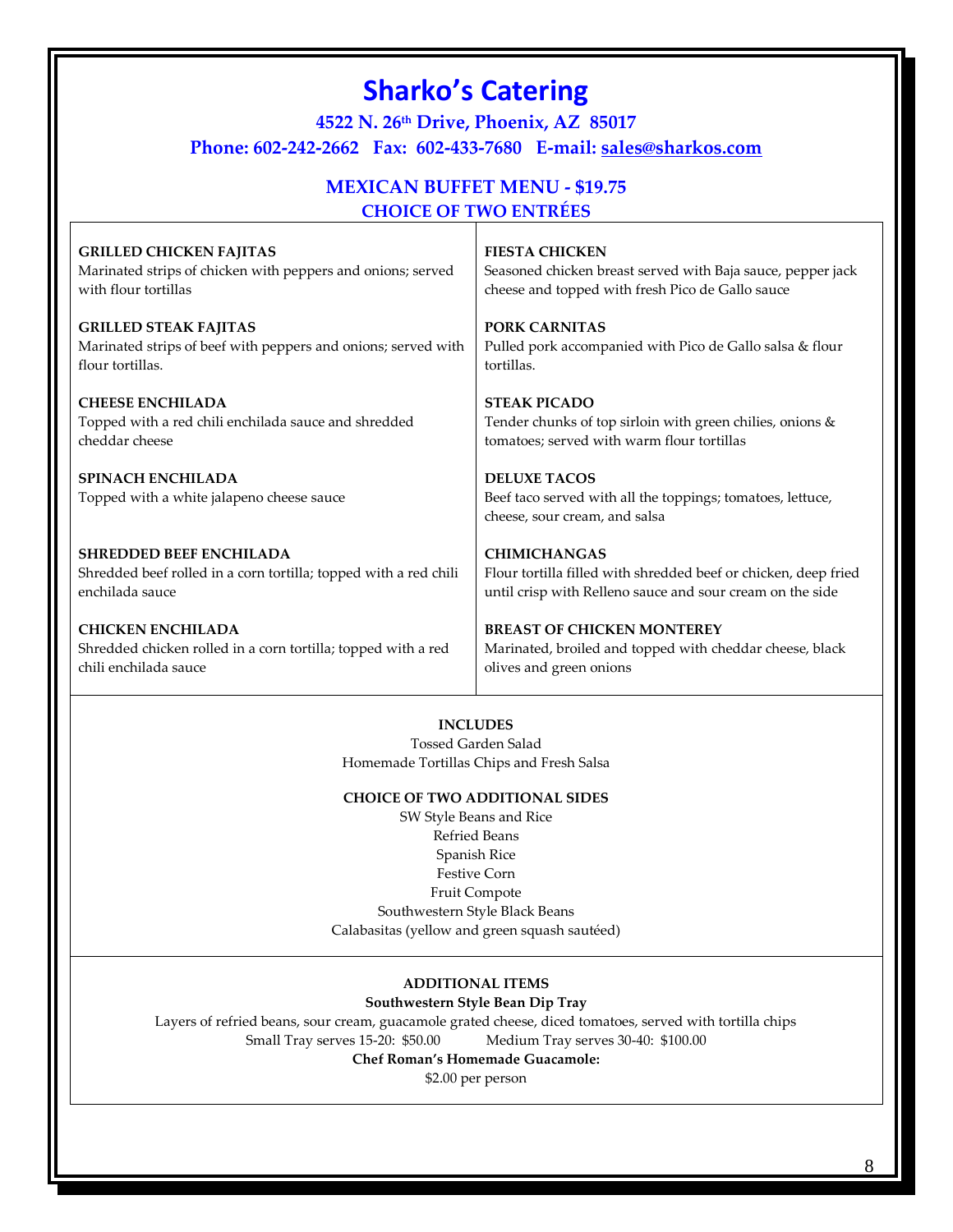# Sharko's Catering

**4522 N. 26th Drive, Phoenix, AZ 85017**

**Phone: 602-242-2662 Fax: 602-433-7680 E-mail: sales@sharkos.com**

## MEXICAN BUFFET MENU - $19.75

### CHOICE OF TWO ENTRÉES

**GRILLED CHICKEN FAJITAS**
Marinated strips of chicken with peppers and onions; served with flour tortillas

**GRILLED STEAK FAJITAS**
Marinated strips of beef with peppers and onions; served with flour tortillas.

**CHEESE ENCHILADA**
Topped with a red chili enchilada sauce and shredded cheddar cheese

**SPINACH ENCHILADA**
Topped with a white jalapeno cheese sauce

**SHREDDED BEEF ENCHILADA**
Shredded beef rolled in a corn tortilla; topped with a red chili enchilada sauce

**CHICKEN ENCHILADA**
Shredded chicken rolled in a corn tortilla; topped with a red chili enchilada sauce

**FIESTA CHICKEN**
Seasoned chicken breast served with Baja sauce, pepper jack cheese and topped with fresh Pico de Gallo sauce

**PORK CARNITAS**
Pulled pork accompanied with Pico de Gallo salsa & flour tortillas.

**STEAK PICADO**
Tender chunks of top sirloin with green chilies, onions & tomatoes; served with warm flour tortillas

**DELUXE TACOS**
Beef taco served with all the toppings; tomatoes, lettuce, cheese, sour cream, and salsa

**CHIMICHANGAS**
Flour tortilla filled with shredded beef or chicken, deep fried until crisp with Relleno sauce and sour cream on the side

**BREAST OF CHICKEN MONTEREY**
Marinated, broiled and topped with cheddar cheese, black olives and green onions

**INCLUDES**

Tossed Garden Salad
Homemade Tortillas Chips and Fresh Salsa

**CHOICE OF TWO ADDITIONAL SIDES**

SW Style Beans and Rice
Refried Beans
Spanish Rice
Festive Corn
Fruit Compote
Southwestern Style Black Beans
Calabasitas (yellow and green squash sautéed)

**ADDITIONAL ITEMS**

**Southwestern Style Bean Dip Tray**
Layers of refried beans, sour cream, guacamole grated cheese, diced tomatoes, served with tortilla chips
Small Tray serves 15-20: $50.00 Medium Tray serves 30-40: $100.00

**Chef Roman's Homemade Guacamole:**
$2.00 per person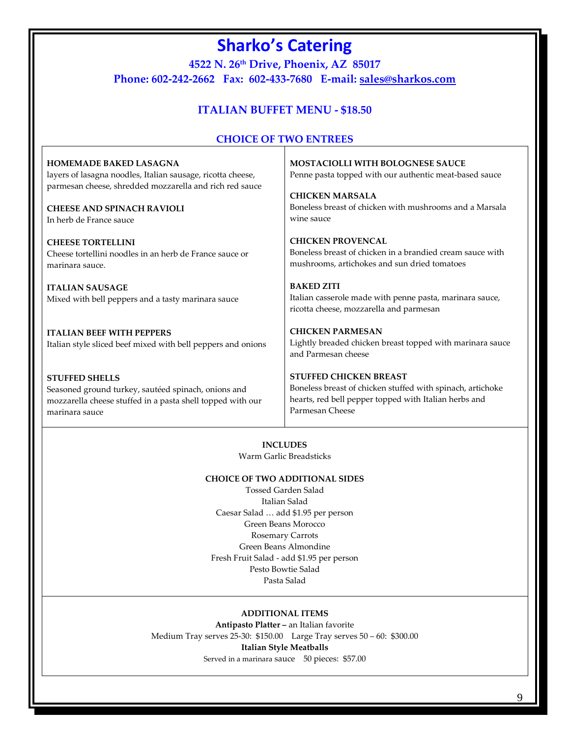# Sharko's Catering

**4522 N. 26th Drive, Phoenix, AZ 85017**

**Phone: 602-242-2662 Fax: 602-433-7680 E-mail: sales@sharkos.com**

## ITALIAN BUFFET MENU - $18.50

### CHOICE OF TWO ENTREES

**HOMEMADE BAKED LASAGNA**
layers of lasagna noodles, Italian sausage, ricotta cheese, parmesan cheese, shredded mozzarella and rich red sauce

**CHEESE AND SPINACH RAVIOLI**
In herb de France sauce

**CHEESE TORTELLINI**
Cheese tortellini noodles in an herb de France sauce or marinara sauce.

**ITALIAN SAUSAGE**
Mixed with bell peppers and a tasty marinara sauce

**ITALIAN BEEF WITH PEPPERS**
Italian style sliced beef mixed with bell peppers and onions

**STUFFED SHELLS**
Seasoned ground turkey, sautéed spinach, onions and mozzarella cheese stuffed in a pasta shell topped with our marinara sauce

**MOSTACIOLLI WITH BOLOGNESE SAUCE**
Penne pasta topped with our authentic meat-based sauce

**CHICKEN MARSALA**
Boneless breast of chicken with mushrooms and a Marsala wine sauce

**CHICKEN PROVENCAL**
Boneless breast of chicken in a brandied cream sauce with mushrooms, artichokes and sun dried tomatoes

**BAKED ZITI**
Italian casserole made with penne pasta, marinara sauce, ricotta cheese, mozzarella and parmesan

**CHICKEN PARMESAN**
Lightly breaded chicken breast topped with marinara sauce and Parmesan cheese

**STUFFED CHICKEN BREAST**
Boneless breast of chicken stuffed with spinach, artichoke hearts, red bell pepper topped with Italian herbs and Parmesan Cheese

**INCLUDES**

Warm Garlic Breadsticks

**CHOICE OF TWO ADDITIONAL SIDES**

Tossed Garden Salad
Italian Salad
Caesar Salad … add $1.95 per person
Green Beans Morocco
Rosemary Carrots
Green Beans Almondine
Fresh Fruit Salad - add $1.95 per person
Pesto Bowtie Salad
Pasta Salad

**ADDITIONAL ITEMS**

**Antipasto Platter –** an Italian favorite
Medium Tray serves 25-30: $150.00 Large Tray serves 50 – 60: $300.00

**Italian Style Meatballs**
Served in a marinara sauce 50 pieces: $57.00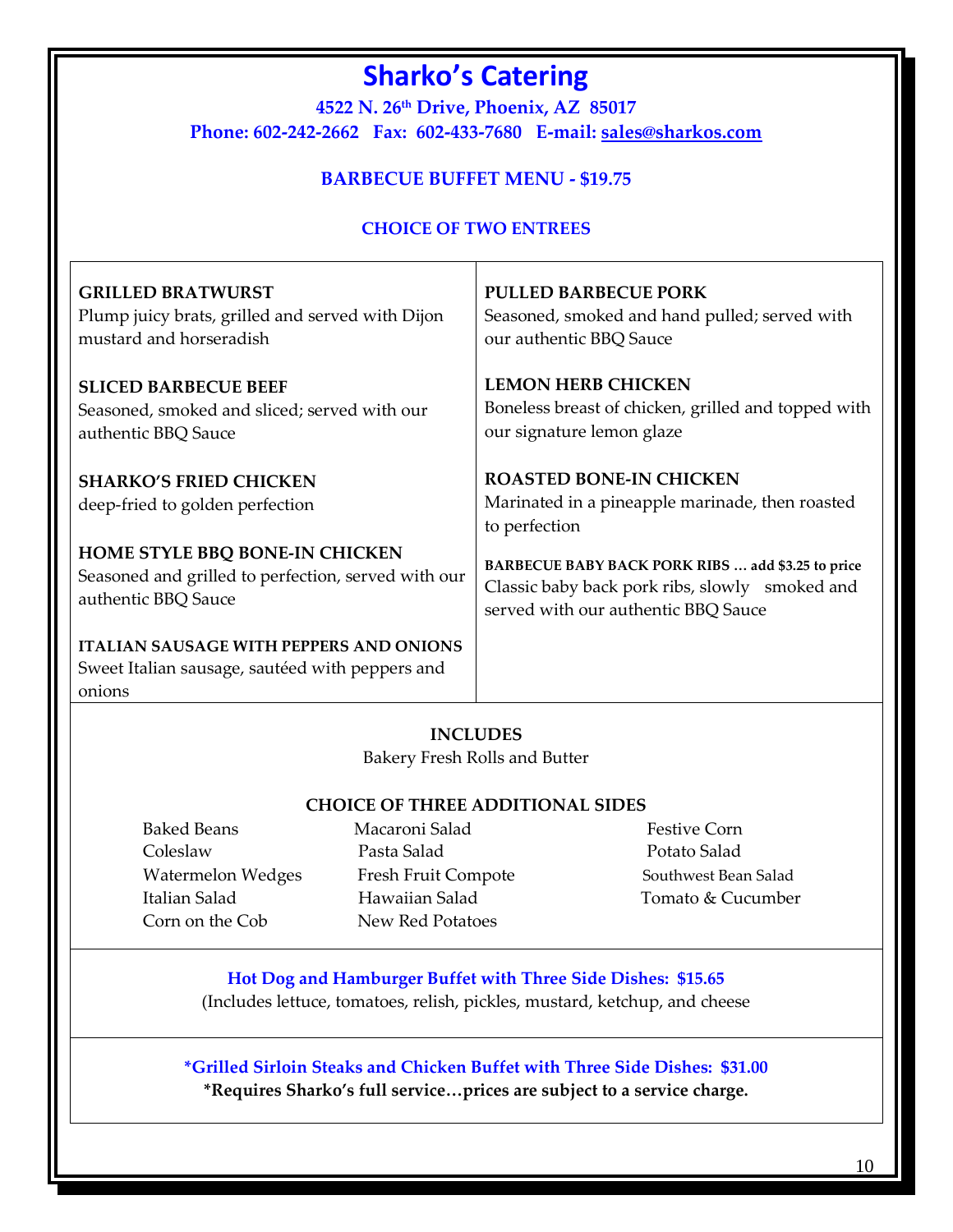# Sharko's Catering

**4522 N. 26th Drive, Phoenix, AZ 85017**

**Phone: 602-242-2662 Fax: 602-433-7680 E-mail: sales@sharkos.com**

## BARBECUE BUFFET MENU - $19.75

### CHOICE OF TWO ENTREES

**GRILLED BRATWURST**
Plump juicy brats, grilled and served with Dijon mustard and horseradish

**SLICED BARBECUE BEEF**
Seasoned, smoked and sliced; served with our authentic BBQ Sauce

**SHARKO'S FRIED CHICKEN**
deep-fried to golden perfection

**HOME STYLE BBQ BONE-IN CHICKEN**
Seasoned and grilled to perfection, served with our authentic BBQ Sauce

**ITALIAN SAUSAGE WITH PEPPERS AND ONIONS**
Sweet Italian sausage, sautéed with peppers and onions

**PULLED BARBECUE PORK**
Seasoned, smoked and hand pulled; served with our authentic BBQ Sauce

**LEMON HERB CHICKEN**
Boneless breast of chicken, grilled and topped with our signature lemon glaze

**ROASTED BONE-IN CHICKEN**
Marinated in a pineapple marinade, then roasted to perfection

**BARBECUE BABY BACK PORK RIBS … add $3.25 to price**
Classic baby back pork ribs, slowly smoked and served with our authentic BBQ Sauce

### INCLUDES

Bakery Fresh Rolls and Butter

### CHOICE OF THREE ADDITIONAL SIDES

- Baked Beans
- Coleslaw
- Watermelon Wedges
- Italian Salad
- Corn on the Cob
- Macaroni Salad
- Pasta Salad
- Fresh Fruit Compote
- Hawaiian Salad
- New Red Potatoes
- Festive Corn
- Potato Salad
- Southwest Bean Salad
- Tomato & Cucumber

**Hot Dog and Hamburger Buffet with Three Side Dishes: $15.65**
(Includes lettuce, tomatoes, relish, pickles, mustard, ketchup, and cheese

**\*Grilled Sirloin Steaks and Chicken Buffet with Three Side Dishes: $31.00**
**\*Requires Sharko's full service…prices are subject to a service charge.**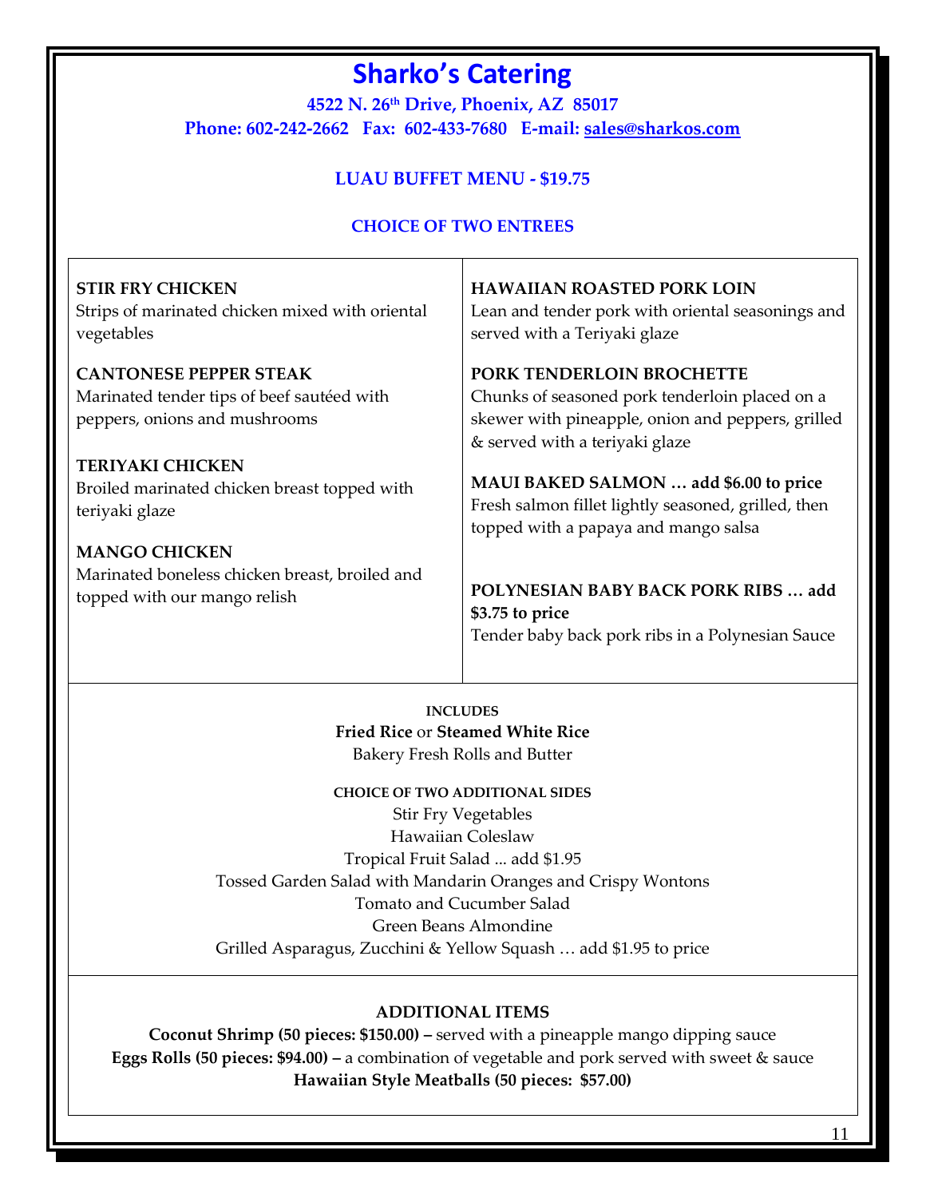# Sharko's Catering

**4522 N. 26th Drive, Phoenix, AZ 85017**
**Phone: 602-242-2662 Fax: 602-433-7680 E-mail: sales@sharkos.com**

## LUAU BUFFET MENU - $19.75

### CHOICE OF TWO ENTREES

**STIR FRY CHICKEN**
Strips of marinated chicken mixed with oriental vegetables

**CANTONESE PEPPER STEAK**
Marinated tender tips of beef sautéed with peppers, onions and mushrooms

**TERIYAKI CHICKEN**
Broiled marinated chicken breast topped with teriyaki glaze

**MANGO CHICKEN**
Marinated boneless chicken breast, broiled and topped with our mango relish

**HAWAIIAN ROASTED PORK LOIN**
Lean and tender pork with oriental seasonings and served with a Teriyaki glaze

**PORK TENDERLOIN BROCHETTE**
Chunks of seasoned pork tenderloin placed on a skewer with pineapple, onion and peppers, grilled & served with a teriyaki glaze

**MAUI BAKED SALMON … add $6.00 to price**
Fresh salmon fillet lightly seasoned, grilled, then topped with a papaya and mango salsa

**POLYNESIAN BABY BACK PORK RIBS … add $3.75 to price**
Tender baby back pork ribs in a Polynesian Sauce

**INCLUDES**

**Fried Rice** or **Steamed White Rice**
Bakery Fresh Rolls and Butter

**CHOICE OF TWO ADDITIONAL SIDES**

Stir Fry Vegetables
Hawaiian Coleslaw
Tropical Fruit Salad ... add $1.95
Tossed Garden Salad with Mandarin Oranges and Crispy Wontons
Tomato and Cucumber Salad
Green Beans Almondine
Grilled Asparagus, Zucchini & Yellow Squash … add $1.95 to price

**ADDITIONAL ITEMS**

**Coconut Shrimp (50 pieces: $150.00) –** served with a pineapple mango dipping sauce
**Eggs Rolls (50 pieces: $94.00) –** a combination of vegetable and pork served with sweet & sauce
**Hawaiian Style Meatballs (50 pieces: $57.00)**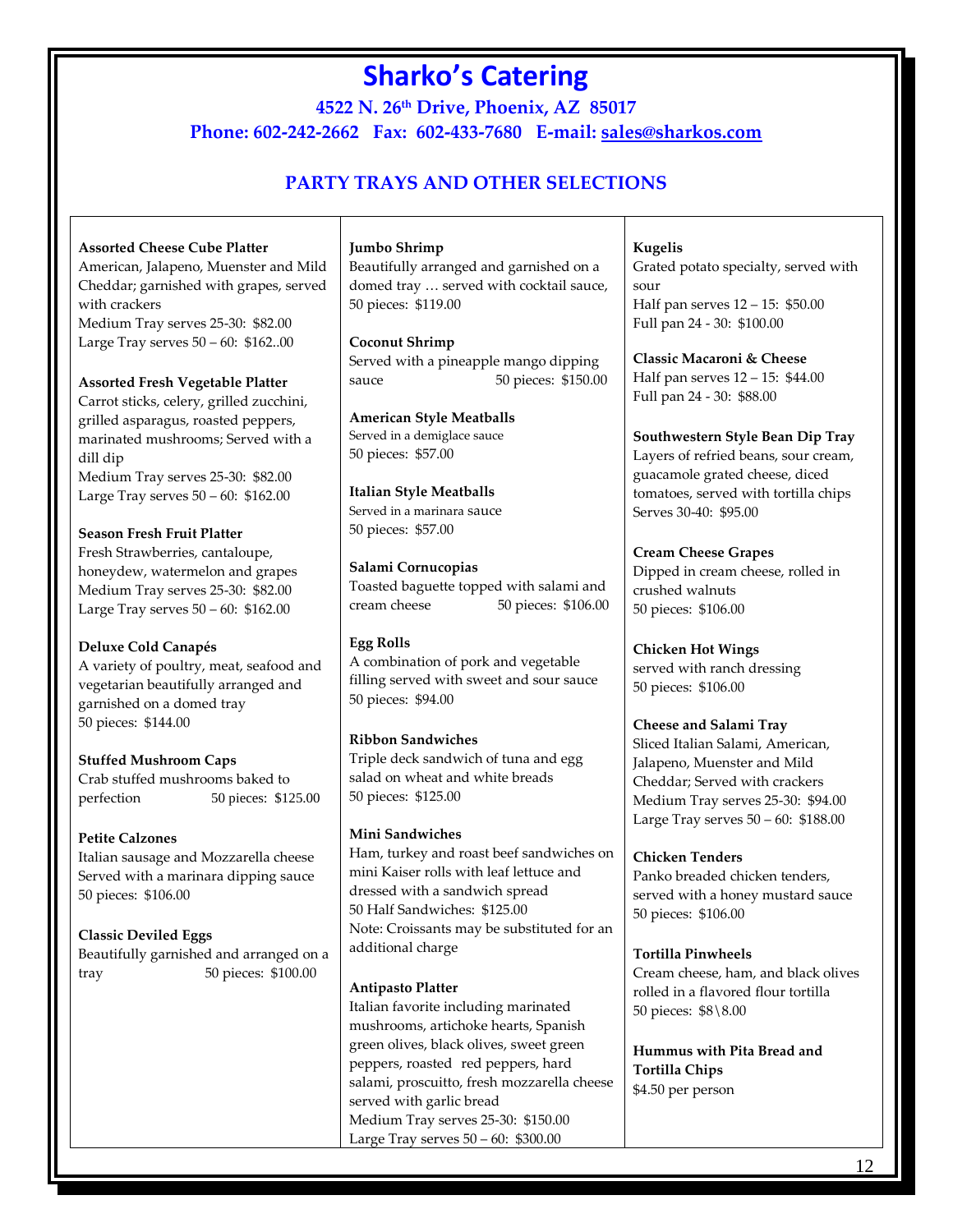# Sharko's Catering

**4522 N. 26th Drive, Phoenix, AZ 85017**

**Phone: 602-242-2662 Fax: 602-433-7680 E-mail: sales@sharkos.com**

## PARTY TRAYS AND OTHER SELECTIONS

**Assorted Cheese Cube Platter**
American, Jalapeno, Muenster and Mild Cheddar; garnished with grapes, served with crackers
Medium Tray serves 25-30: $82.00
Large Tray serves 50 – 60: $162..00

**Assorted Fresh Vegetable Platter**
Carrot sticks, celery, grilled zucchini, grilled asparagus, roasted peppers, marinated mushrooms; Served with a dill dip
Medium Tray serves 25-30: $82.00
Large Tray serves 50 – 60: $162.00

**Season Fresh Fruit Platter**
Fresh Strawberries, cantaloupe, honeydew, watermelon and grapes
Medium Tray serves 25-30: $82.00
Large Tray serves 50 – 60: $162.00

**Deluxe Cold Canapés**
A variety of poultry, meat, seafood and vegetarian beautifully arranged and garnished on a domed tray
50 pieces: $144.00

**Stuffed Mushroom Caps**
Crab stuffed mushrooms baked to perfection 50 pieces: $125.00

**Petite Calzones**
Italian sausage and Mozzarella cheese Served with a marinara dipping sauce
50 pieces: $106.00

**Classic Deviled Eggs**
Beautifully garnished and arranged on a tray 50 pieces: $100.00

**Jumbo Shrimp**
Beautifully arranged and garnished on a domed tray … served with cocktail sauce, 50 pieces: $119.00

**Coconut Shrimp**
Served with a pineapple mango dipping sauce 50 pieces: $150.00

**American Style Meatballs**
Served in a demiglace sauce
50 pieces: $57.00

**Italian Style Meatballs**
Served in a marinara sauce
50 pieces: $57.00

**Salami Cornucopias**
Toasted baguette topped with salami and cream cheese 50 pieces: $106.00

**Egg Rolls**
A combination of pork and vegetable filling served with sweet and sour sauce
50 pieces: $94.00

**Ribbon Sandwiches**
Triple deck sandwich of tuna and egg salad on wheat and white breads
50 pieces: $125.00

**Mini Sandwiches**
Ham, turkey and roast beef sandwiches on mini Kaiser rolls with leaf lettuce and dressed with a sandwich spread
50 Half Sandwiches: $125.00
Note: Croissants may be substituted for an additional charge

**Antipasto Platter**
Italian favorite including marinated mushrooms, artichoke hearts, Spanish green olives, black olives, sweet green peppers, roasted red peppers, hard salami, proscuitto, fresh mozzarella cheese served with garlic bread
Medium Tray serves 25-30: $150.00
Large Tray serves 50 – 60: $300.00

**Kugelis**
Grated potato specialty, served with sour
Half pan serves 12 – 15: $50.00
Full pan 24 - 30: $100.00

**Classic Macaroni & Cheese**
Half pan serves 12 – 15: $44.00
Full pan 24 - 30: $88.00

**Southwestern Style Bean Dip Tray**
Layers of refried beans, sour cream, guacamole grated cheese, diced tomatoes, served with tortilla chips
Serves 30-40: $95.00

**Cream Cheese Grapes**
Dipped in cream cheese, rolled in crushed walnuts
50 pieces: $106.00

**Chicken Hot Wings**
served with ranch dressing
50 pieces: $106.00

**Cheese and Salami Tray**
Sliced Italian Salami, American, Jalapeno, Muenster and Mild Cheddar; Served with crackers
Medium Tray serves 25-30: $94.00
Large Tray serves 50 – 60: $188.00

**Chicken Tenders**
Panko breaded chicken tenders, served with a honey mustard sauce
50 pieces: $106.00

**Tortilla Pinwheels**
Cream cheese, ham, and black olives rolled in a flavored flour tortilla
50 pieces: $8\8.00

**Hummus with Pita Bread and Tortilla Chips**
$4.50 per person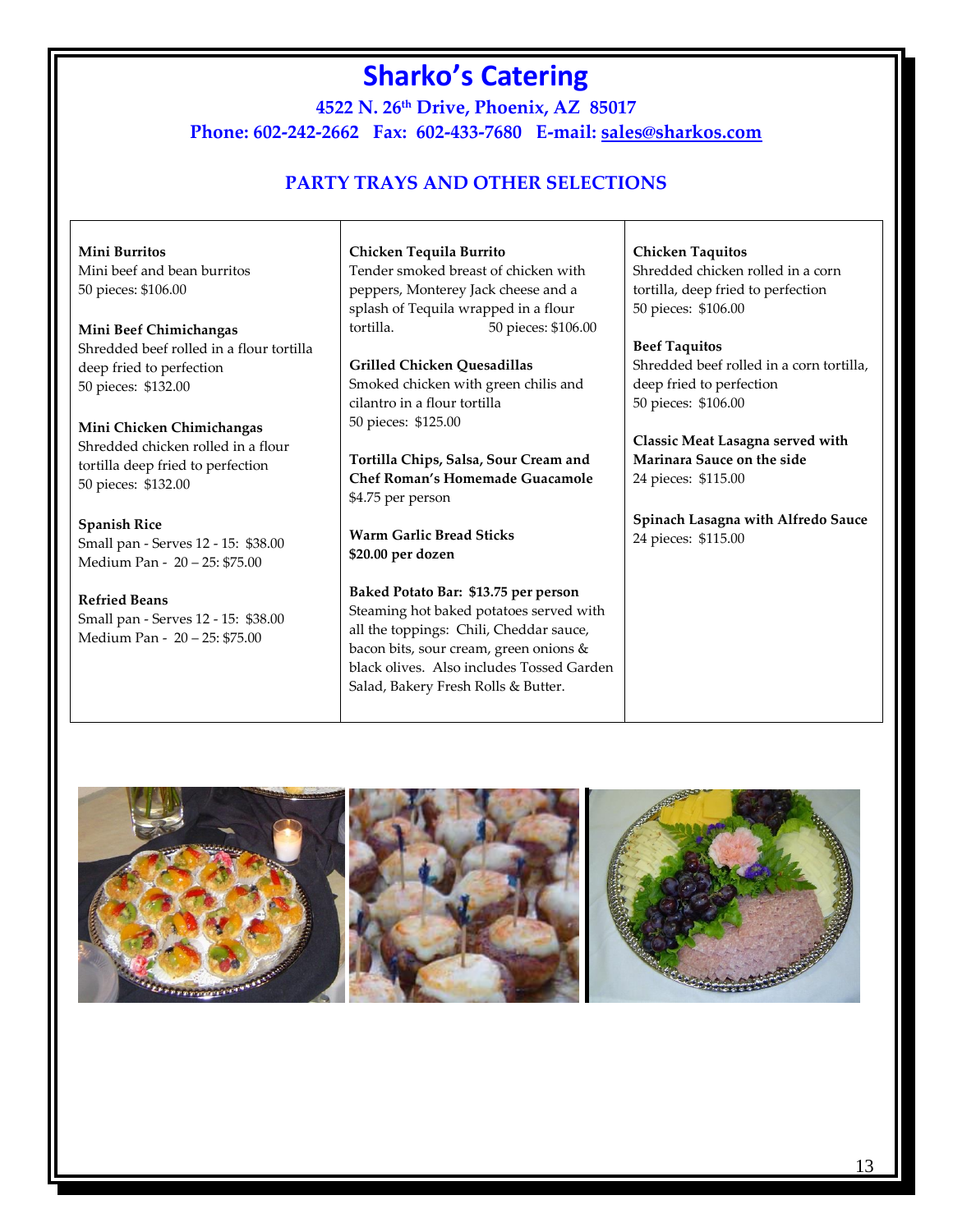# Sharko's Catering

**4522 N. 26th Drive, Phoenix, AZ 85017**
**Phone: 602-242-2662 Fax: 602-433-7680 E-mail: sales@sharkos.com**

## PARTY TRAYS AND OTHER SELECTIONS

**Mini Burritos**
Mini beef and bean burritos
50 pieces: $106.00

**Mini Beef Chimichangas**
Shredded beef rolled in a flour tortilla deep fried to perfection
50 pieces: $132.00

**Mini Chicken Chimichangas**
Shredded chicken rolled in a flour tortilla deep fried to perfection
50 pieces: $132.00

**Spanish Rice**
Small pan - Serves 12 - 15: $38.00
Medium Pan - 20 – 25: $75.00

**Refried Beans**
Small pan - Serves 12 - 15: $38.00
Medium Pan - 20 – 25: $75.00

**Chicken Tequila Burrito**
Tender smoked breast of chicken with peppers, Monterey Jack cheese and a splash of Tequila wrapped in a flour tortilla. 50 pieces: $106.00

**Grilled Chicken Quesadillas**
Smoked chicken with green chilis and cilantro in a flour tortilla
50 pieces: $125.00

**Tortilla Chips, Salsa, Sour Cream and Chef Roman's Homemade Guacamole**
$4.75 per person

**Warm Garlic Bread Sticks**
**$20.00 per dozen**

**Baked Potato Bar: $13.75 per person**
Steaming hot baked potatoes served with all the toppings: Chili, Cheddar sauce, bacon bits, sour cream, green onions & black olives. Also includes Tossed Garden Salad, Bakery Fresh Rolls & Butter.

**Chicken Taquitos**
Shredded chicken rolled in a corn tortilla, deep fried to perfection
50 pieces: $106.00

**Beef Taquitos**
Shredded beef rolled in a corn tortilla, deep fried to perfection
50 pieces: $106.00

**Classic Meat Lasagna served with Marinara Sauce on the side**
24 pieces: $115.00

**Spinach Lasagna with Alfredo Sauce**
24 pieces: $115.00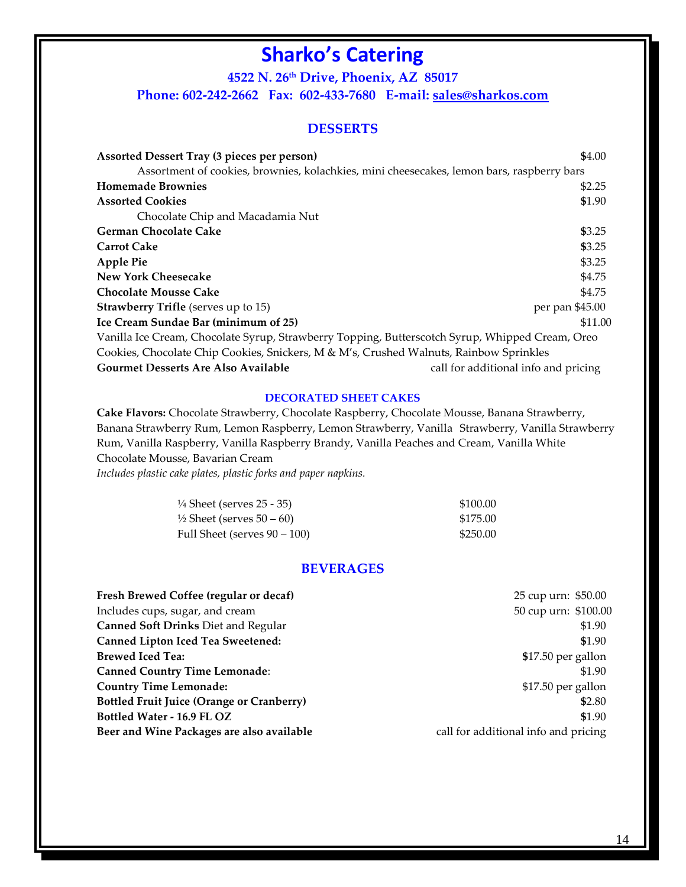# Sharko's Catering

**4522 N. 26th Drive, Phoenix, AZ 85017**

**Phone: 602-242-2662 Fax: 602-433-7680 E-mail: sales@sharkos.com**

## DESSERTS

**Assorted Dessert Tray (3 pieces per person)** — $4.00
Assortment of cookies, brownies, kolachkies, mini cheesecakes, lemon bars, raspberry bars

**Homemade Brownies** — $2.25

**Assorted Cookies** — $1.90
Chocolate Chip and Macadamia Nut

**German Chocolate Cake** — $3.25

**Carrot Cake** — $3.25

**Apple Pie** — $3.25

**New York Cheesecake** — $4.75

**Chocolate Mousse Cake** — $4.75

**Strawberry Trifle** (serves up to 15) — per pan $45.00

**Ice Cream Sundae Bar (minimum of 25)** — $11.00
Vanilla Ice Cream, Chocolate Syrup, Strawberry Topping, Butterscotch Syrup, Whipped Cream, Oreo Cookies, Chocolate Chip Cookies, Snickers, M & M's, Crushed Walnuts, Rainbow Sprinkles

**Gourmet Desserts Are Also Available** — call for additional info and pricing

### DECORATED SHEET CAKES

**Cake Flavors:** Chocolate Strawberry, Chocolate Raspberry, Chocolate Mousse, Banana Strawberry, Banana Strawberry Rum, Lemon Raspberry, Lemon Strawberry, Vanilla Strawberry, Vanilla Strawberry Rum, Vanilla Raspberry, Vanilla Raspberry Brandy, Vanilla Peaches and Cream, Vanilla White Chocolate Mousse, Bavarian Cream

*Includes plastic cake plates, plastic forks and paper napkins.*

| Size | Price |
|---|---|
| ¼ Sheet (serves 25 - 35) | $100.00 |
| ½ Sheet (serves 50 – 60) | $175.00 |
| Full Sheet (serves 90 – 100) | $250.00 |

## BEVERAGES

**Fresh Brewed Coffee (regular or decaf)** — 25 cup urn: $50.00
Includes cups, sugar, and cream — 50 cup urn: $100.00

**Canned Soft Drinks** Diet and Regular — $1.90

**Canned Lipton Iced Tea Sweetened:** — $1.90

**Brewed Iced Tea:** — $17.50 per gallon

**Canned Country Time Lemonade**: — $1.90

**Country Time Lemonade:** — $17.50 per gallon

**Bottled Fruit Juice (Orange or Cranberry)** — $2.80

**Bottled Water - 16.9 FL OZ** — $1.90

**Beer and Wine Packages are also available** — call for additional info and pricing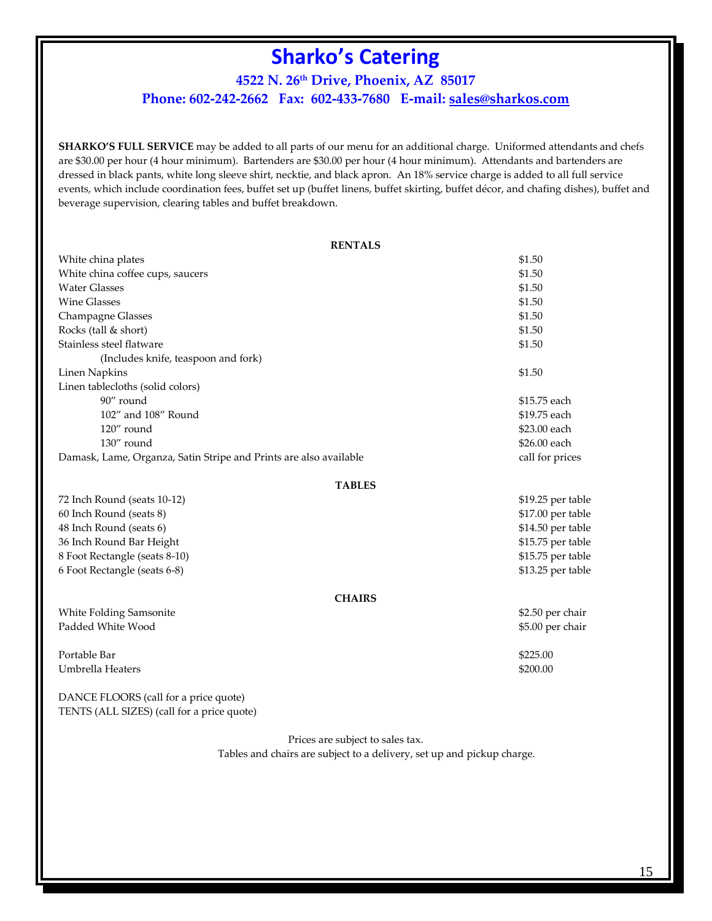# Sharko's Catering

**4522 N. 26th Drive, Phoenix, AZ 85017**

**Phone: 602-242-2662 Fax: 602-433-7680 E-mail: sales@sharkos.com**

**SHARKO'S FULL SERVICE** may be added to all parts of our menu for an additional charge. Uniformed attendants and chefs are $30.00 per hour (4 hour minimum). Bartenders are $30.00 per hour (4 hour minimum). Attendants and bartenders are dressed in black pants, white long sleeve shirt, necktie, and black apron. An 18% service charge is added to all full service events, which include coordination fees, buffet set up (buffet linens, buffet skirting, buffet décor, and chafing dishes), buffet and beverage supervision, clearing tables and buffet breakdown.

**RENTALS**

| Item | Price |
|---|---|
| White china plates | $1.50 |
| White china coffee cups, saucers | $1.50 |
| Water Glasses | $1.50 |
| Wine Glasses | $1.50 |
| Champagne Glasses | $1.50 |
| Rocks (tall & short) | $1.50 |
| Stainless steel flatware (Includes knife, teaspoon and fork) | $1.50 |
| Linen Napkins | $1.50 |
| Linen tablecloths (solid colors) | |
| 90″ round | $15.75 each |
| 102″ and 108″ Round | $19.75 each |
| 120″ round | $23.00 each |
| 130″ round | $26.00 each |
| Damask, Lame, Organza, Satin Stripe and Prints are also available | call for prices |

**TABLES**

| Item | Price |
|---|---|
| 72 Inch Round (seats 10-12) | $19.25 per table |
| 60 Inch Round (seats 8) | $17.00 per table |
| 48 Inch Round (seats 6) | $14.50 per table |
| 36 Inch Round Bar Height | $15.75 per table |
| 8 Foot Rectangle (seats 8-10) | $15.75 per table |
| 6 Foot Rectangle (seats 6-8) | $13.25 per table |

**CHAIRS**

| Item | Price |
|---|---|
| White Folding Samsonite | $2.50 per chair |
| Padded White Wood | $5.00 per chair |

| Item | Price |
|---|---|
| Portable Bar | $225.00 |
| Umbrella Heaters | $200.00 |

DANCE FLOORS (call for a price quote)
TENTS (ALL SIZES) (call for a price quote)

Prices are subject to sales tax.
Tables and chairs are subject to a delivery, set up and pickup charge.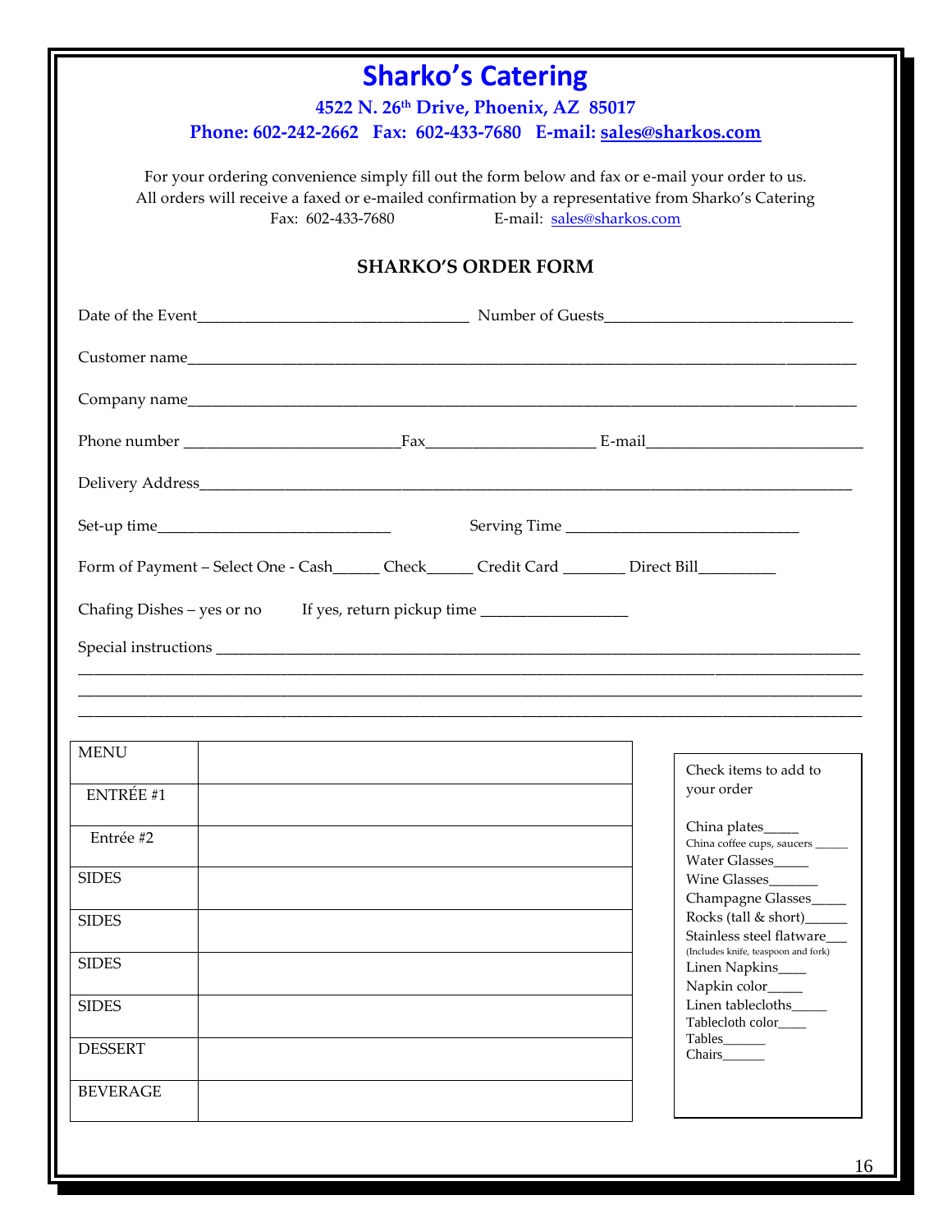# Sharko's Catering

**4522 N. 26th Drive, Phoenix, AZ 85017**

**Phone: 602-242-2662 Fax: 602-433-7680 E-mail: sales@sharkos.com**

For your ordering convenience simply fill out the form below and fax or e-mail your order to us.
All orders will receive a faxed or e-mailed confirmation by a representative from Sharko's Catering
Fax: 602-433-7680 E-mail: sales@sharkos.com

## SHARKO'S ORDER FORM

Date of the Event__________________________________ Number of Guests_______________________________

Customer name_____________________________________________________________________________________

Company name______________________________________________________________________________________

Phone number ___________________________Fax_____________________ E-mail___________________________

Delivery Address___________________________________________________________________________________

Set-up time_____________________________ Serving Time _____________________________

Form of Payment – Select One - Cash______ Check______ Credit Card _______ Direct Bill_________

Chafing Dishes – yes or no If yes, return pickup time __________________

Special instructions ________________________________________________________________________________

______________________________________________________________________________________________________

______________________________________________________________________________________________________

______________________________________________________________________________________________________

| | |
|---|---|
| MENU | |
| ENTRÉE #1 | |
| Entrée #2 | |
| SIDES | |
| SIDES | |
| SIDES | |
| SIDES | |
| DESSERT | |
| BEVERAGE | |

Check items to add to your order

China plates_____
China coffee cups, saucers ______
Water Glasses_____
Wine Glasses_______
Champagne Glasses_____
Rocks (tall & short)______
Stainless steel flatware___
(Includes knife, teaspoon and fork)
Linen Napkins____
Napkin color_____
Linen tablecloths_____
Tablecloth color____
Tables______
Chairs______